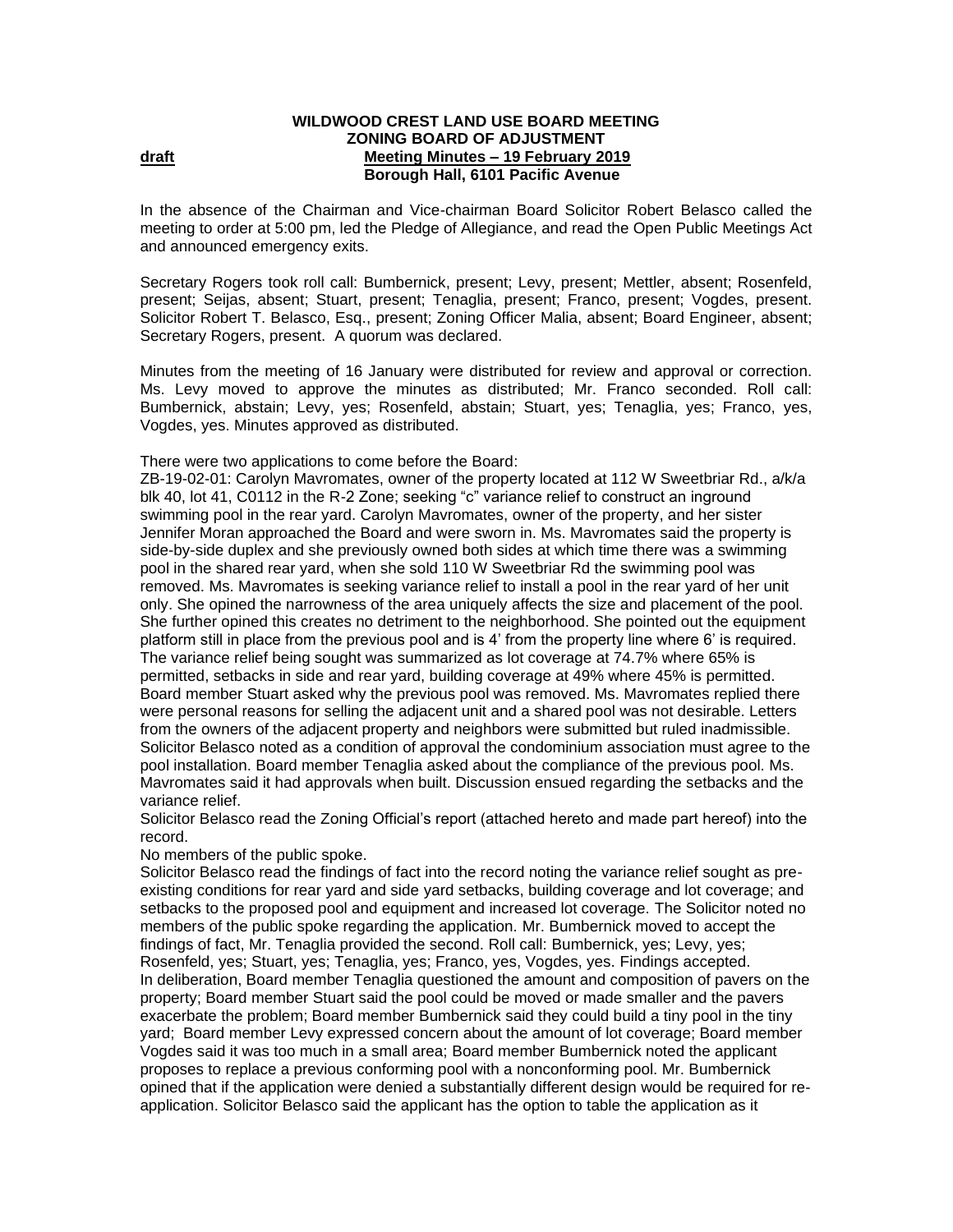**WILDWOOD CREST LAND USE BOARD MEETING**
**ZONING BOARD OF ADJUSTMENT**
**draft** **Meeting Minutes – 19 February 2019**
**Borough Hall, 6101 Pacific Avenue**

In the absence of the Chairman and Vice-chairman Board Solicitor Robert Belasco called the meeting to order at 5:00 pm, led the Pledge of Allegiance, and read the Open Public Meetings Act and announced emergency exits.

Secretary Rogers took roll call: Bumbernick, present; Levy, present; Mettler, absent; Rosenfeld, present; Seijas, absent; Stuart, present; Tenaglia, present; Franco, present; Vogdes, present. Solicitor Robert T. Belasco, Esq., present; Zoning Officer Malia, absent; Board Engineer, absent; Secretary Rogers, present. A quorum was declared.

Minutes from the meeting of 16 January were distributed for review and approval or correction. Ms. Levy moved to approve the minutes as distributed; Mr. Franco seconded. Roll call: Bumbernick, abstain; Levy, yes; Rosenfeld, abstain; Stuart, yes; Tenaglia, yes; Franco, yes, Vogdes, yes. Minutes approved as distributed.

There were two applications to come before the Board:
ZB-19-02-01: Carolyn Mavromates, owner of the property located at 112 W Sweetbriar Rd., a/k/a blk 40, lot 41, C0112 in the R-2 Zone; seeking "c" variance relief to construct an inground swimming pool in the rear yard. Carolyn Mavromates, owner of the property, and her sister Jennifer Moran approached the Board and were sworn in. Ms. Mavromates said the property is side-by-side duplex and she previously owned both sides at which time there was a swimming pool in the shared rear yard, when she sold 110 W Sweetbriar Rd the swimming pool was removed. Ms. Mavromates is seeking variance relief to install a pool in the rear yard of her unit only. She opined the narrowness of the area uniquely affects the size and placement of the pool. She further opined this creates no detriment to the neighborhood. She pointed out the equipment platform still in place from the previous pool and is 4' from the property line where 6' is required. The variance relief being sought was summarized as lot coverage at 74.7% where 65% is permitted, setbacks in side and rear yard, building coverage at 49% where 45% is permitted. Board member Stuart asked why the previous pool was removed. Ms. Mavromates replied there were personal reasons for selling the adjacent unit and a shared pool was not desirable. Letters from the owners of the adjacent property and neighbors were submitted but ruled inadmissible. Solicitor Belasco noted as a condition of approval the condominium association must agree to the pool installation. Board member Tenaglia asked about the compliance of the previous pool. Ms. Mavromates said it had approvals when built. Discussion ensued regarding the setbacks and the variance relief.
Solicitor Belasco read the Zoning Official's report (attached hereto and made part hereof) into the record.
No members of the public spoke.
Solicitor Belasco read the findings of fact into the record noting the variance relief sought as pre-existing conditions for rear yard and side yard setbacks, building coverage and lot coverage; and setbacks to the proposed pool and equipment and increased lot coverage. The Solicitor noted no members of the public spoke regarding the application. Mr. Bumbernick moved to accept the findings of fact, Mr. Tenaglia provided the second. Roll call: Bumbernick, yes; Levy, yes; Rosenfeld, yes; Stuart, yes; Tenaglia, yes; Franco, yes, Vogdes, yes. Findings accepted.
In deliberation, Board member Tenaglia questioned the amount and composition of pavers on the property; Board member Stuart said the pool could be moved or made smaller and the pavers exacerbate the problem; Board member Bumbernick said they could build a tiny pool in the tiny yard; Board member Levy expressed concern about the amount of lot coverage; Board member Vogdes said it was too much in a small area; Board member Bumbernick noted the applicant proposes to replace a previous conforming pool with a nonconforming pool. Mr. Bumbernick opined that if the application were denied a substantially different design would be required for re-application. Solicitor Belasco said the applicant has the option to table the application as it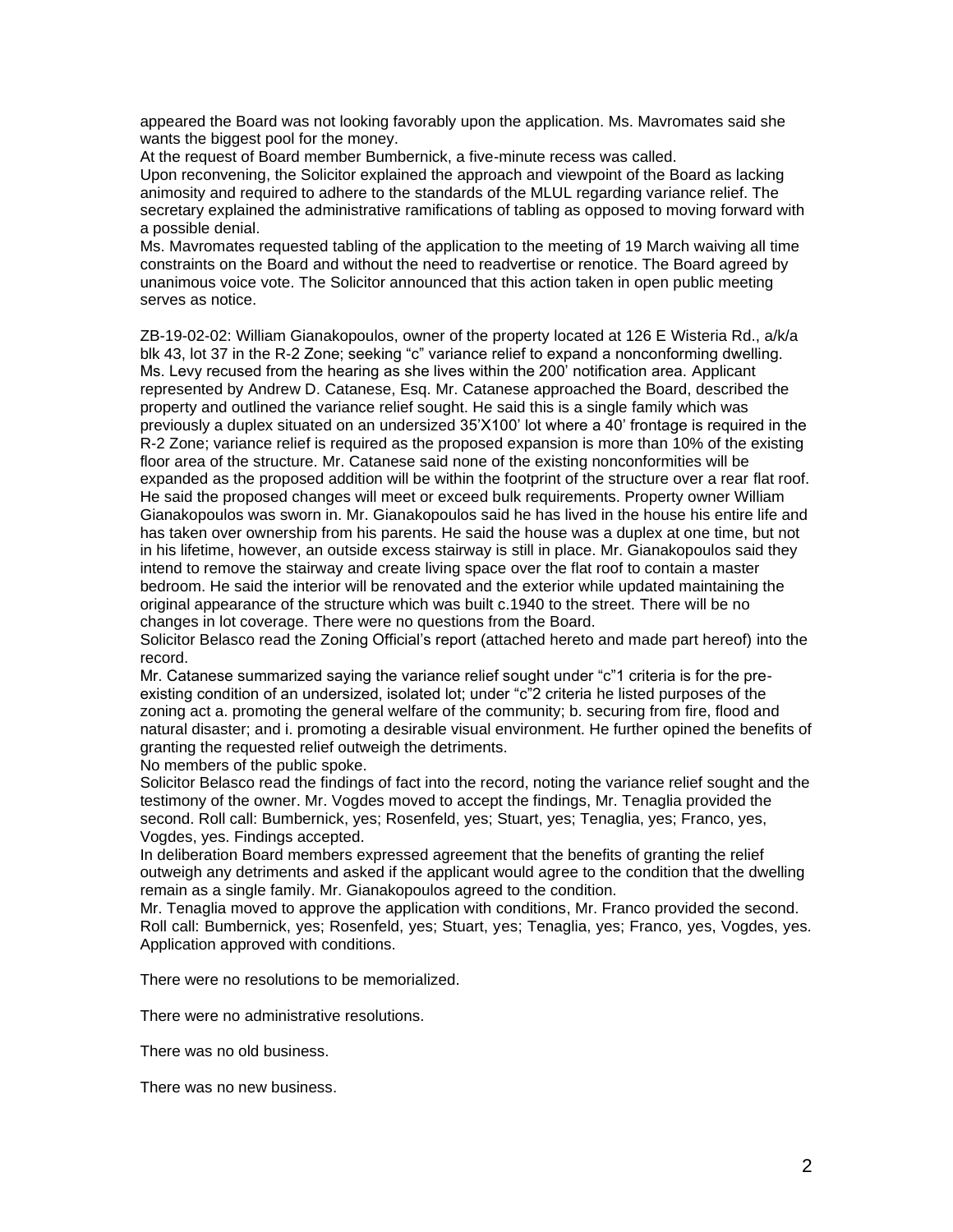appeared the Board was not looking favorably upon the application. Ms. Mavromates said she wants the biggest pool for the money.
At the request of Board member Bumbernick, a five-minute recess was called.
Upon reconvening, the Solicitor explained the approach and viewpoint of the Board as lacking animosity and required to adhere to the standards of the MLUL regarding variance relief. The secretary explained the administrative ramifications of tabling as opposed to moving forward with a possible denial.
Ms. Mavromates requested tabling of the application to the meeting of 19 March waiving all time constraints on the Board and without the need to readvertise or renotice. The Board agreed by unanimous voice vote. The Solicitor announced that this action taken in open public meeting serves as notice.

ZB-19-02-02: William Gianakopoulos, owner of the property located at 126 E Wisteria Rd., a/k/a blk 43, lot 37 in the R-2 Zone; seeking "c" variance relief to expand a nonconforming dwelling. Ms. Levy recused from the hearing as she lives within the 200' notification area. Applicant represented by Andrew D. Catanese, Esq. Mr. Catanese approached the Board, described the property and outlined the variance relief sought. He said this is a single family which was previously a duplex situated on an undersized 35'X100' lot where a 40' frontage is required in the R-2 Zone; variance relief is required as the proposed expansion is more than 10% of the existing floor area of the structure. Mr. Catanese said none of the existing nonconformities will be expanded as the proposed addition will be within the footprint of the structure over a rear flat roof. He said the proposed changes will meet or exceed bulk requirements. Property owner William Gianakopoulos was sworn in. Mr. Gianakopoulos said he has lived in the house his entire life and has taken over ownership from his parents. He said the house was a duplex at one time, but not in his lifetime, however, an outside excess stairway is still in place. Mr. Gianakopoulos said they intend to remove the stairway and create living space over the flat roof to contain a master bedroom. He said the interior will be renovated and the exterior while updated maintaining the original appearance of the structure which was built c.1940 to the street. There will be no changes in lot coverage. There were no questions from the Board.
Solicitor Belasco read the Zoning Official's report (attached hereto and made part hereof) into the record.
Mr. Catanese summarized saying the variance relief sought under "c"1 criteria is for the pre-existing condition of an undersized, isolated lot; under "c"2 criteria he listed purposes of the zoning act a. promoting the general welfare of the community; b. securing from fire, flood and natural disaster; and i. promoting a desirable visual environment. He further opined the benefits of granting the requested relief outweigh the detriments.
No members of the public spoke.
Solicitor Belasco read the findings of fact into the record, noting the variance relief sought and the testimony of the owner. Mr. Vogdes moved to accept the findings, Mr. Tenaglia provided the second. Roll call: Bumbernick, yes; Rosenfeld, yes; Stuart, yes; Tenaglia, yes; Franco, yes, Vogdes, yes. Findings accepted.
In deliberation Board members expressed agreement that the benefits of granting the relief outweigh any detriments and asked if the applicant would agree to the condition that the dwelling remain as a single family. Mr. Gianakopoulos agreed to the condition.
Mr. Tenaglia moved to approve the application with conditions, Mr. Franco provided the second. Roll call: Bumbernick, yes; Rosenfeld, yes; Stuart, yes; Tenaglia, yes; Franco, yes, Vogdes, yes. Application approved with conditions.

There were no resolutions to be memorialized.

There were no administrative resolutions.

There was no old business.

There was no new business.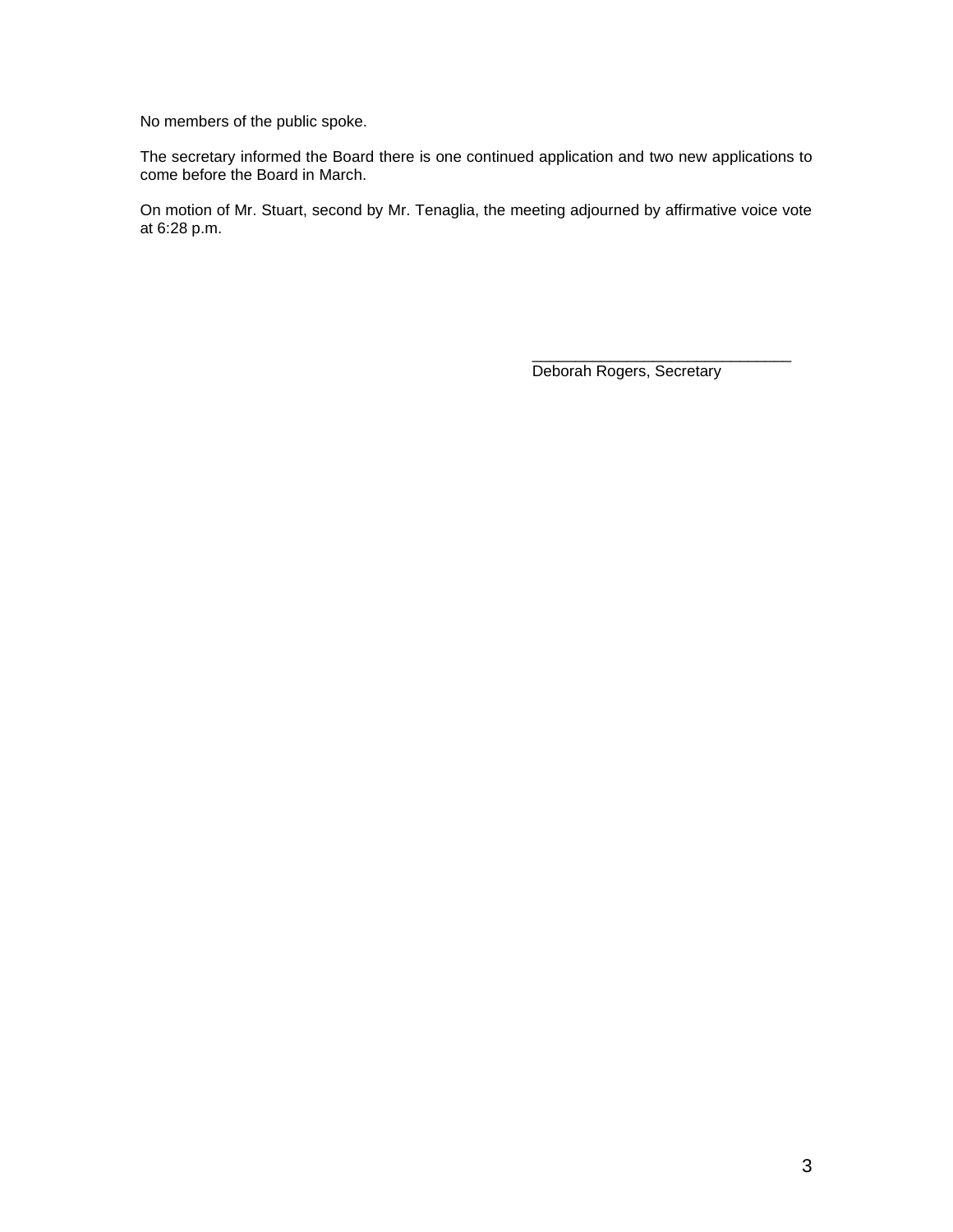No members of the public spoke.

The secretary informed the Board there is one continued application and two new applications to come before the Board in March.

On motion of Mr. Stuart, second by Mr. Tenaglia, the meeting adjourned by affirmative voice vote at 6:28 p.m.

\_\_\_\_\_\_\_\_\_\_\_\_\_\_\_\_\_\_\_\_\_\_\_\_\_\_\_\_\_\_\_
Deborah Rogers, Secretary